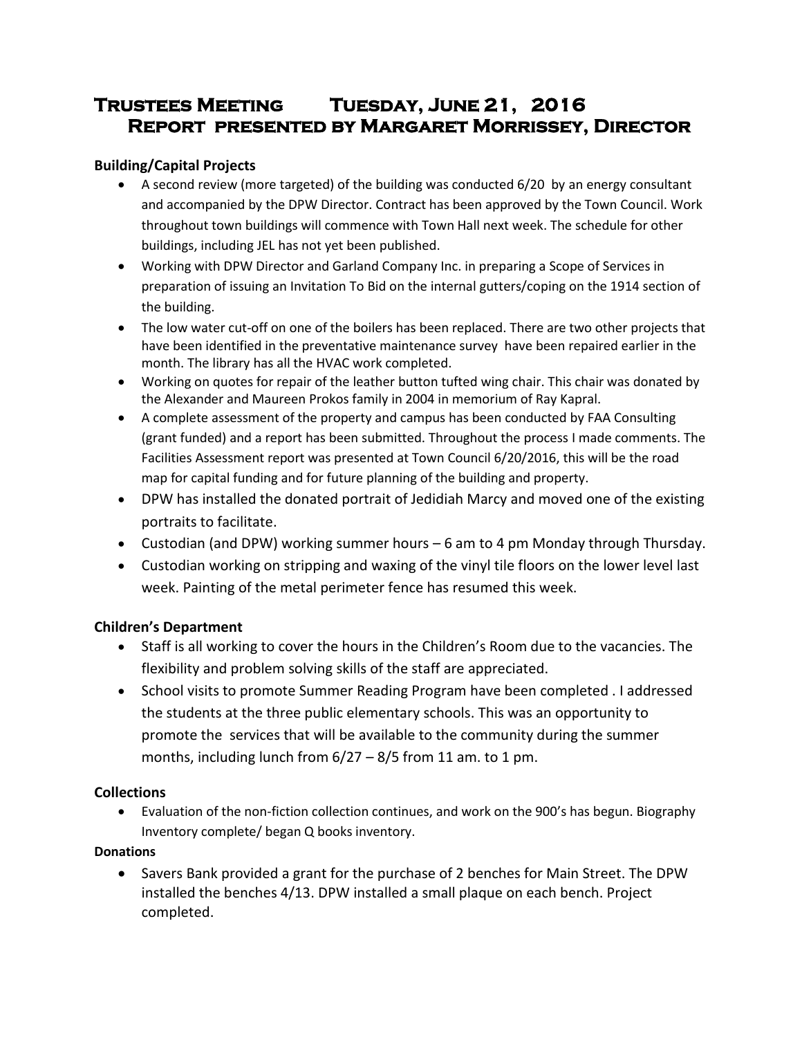# Trustees Meeting Tuesday, June 21, 2016
## Report presented by Margaret Morrissey, Director

**Building/Capital Projects**

- A second review (more targeted) of the building was conducted 6/20 by an energy consultant and accompanied by the DPW Director. Contract has been approved by the Town Council. Work throughout town buildings will commence with Town Hall next week. The schedule for other buildings, including JEL has not yet been published.
- Working with DPW Director and Garland Company Inc. in preparing a Scope of Services in preparation of issuing an Invitation To Bid on the internal gutters/coping on the 1914 section of the building.
- The low water cut-off on one of the boilers has been replaced. There are two other projects that have been identified in the preventative maintenance survey have been repaired earlier in the month. The library has all the HVAC work completed.
- Working on quotes for repair of the leather button tufted wing chair. This chair was donated by the Alexander and Maureen Prokos family in 2004 in memorium of Ray Kapral.
- A complete assessment of the property and campus has been conducted by FAA Consulting (grant funded) and a report has been submitted. Throughout the process I made comments. The Facilities Assessment report was presented at Town Council 6/20/2016, this will be the road map for capital funding and for future planning of the building and property.
- DPW has installed the donated portrait of Jedidiah Marcy and moved one of the existing portraits to facilitate.
- Custodian (and DPW) working summer hours – 6 am to 4 pm Monday through Thursday.
- Custodian working on stripping and waxing of the vinyl tile floors on the lower level last week. Painting of the metal perimeter fence has resumed this week.

**Children's Department**

- Staff is all working to cover the hours in the Children's Room due to the vacancies. The flexibility and problem solving skills of the staff are appreciated.
- School visits to promote Summer Reading Program have been completed . I addressed the students at the three public elementary schools. This was an opportunity to promote the services that will be available to the community during the summer months, including lunch from 6/27 – 8/5 from 11 am. to 1 pm.

**Collections**

- Evaluation of the non-fiction collection continues, and work on the 900's has begun. Biography Inventory complete/ began Q books inventory.

**Donations**

- Savers Bank provided a grant for the purchase of 2 benches for Main Street. The DPW installed the benches 4/13. DPW installed a small plaque on each bench. Project completed.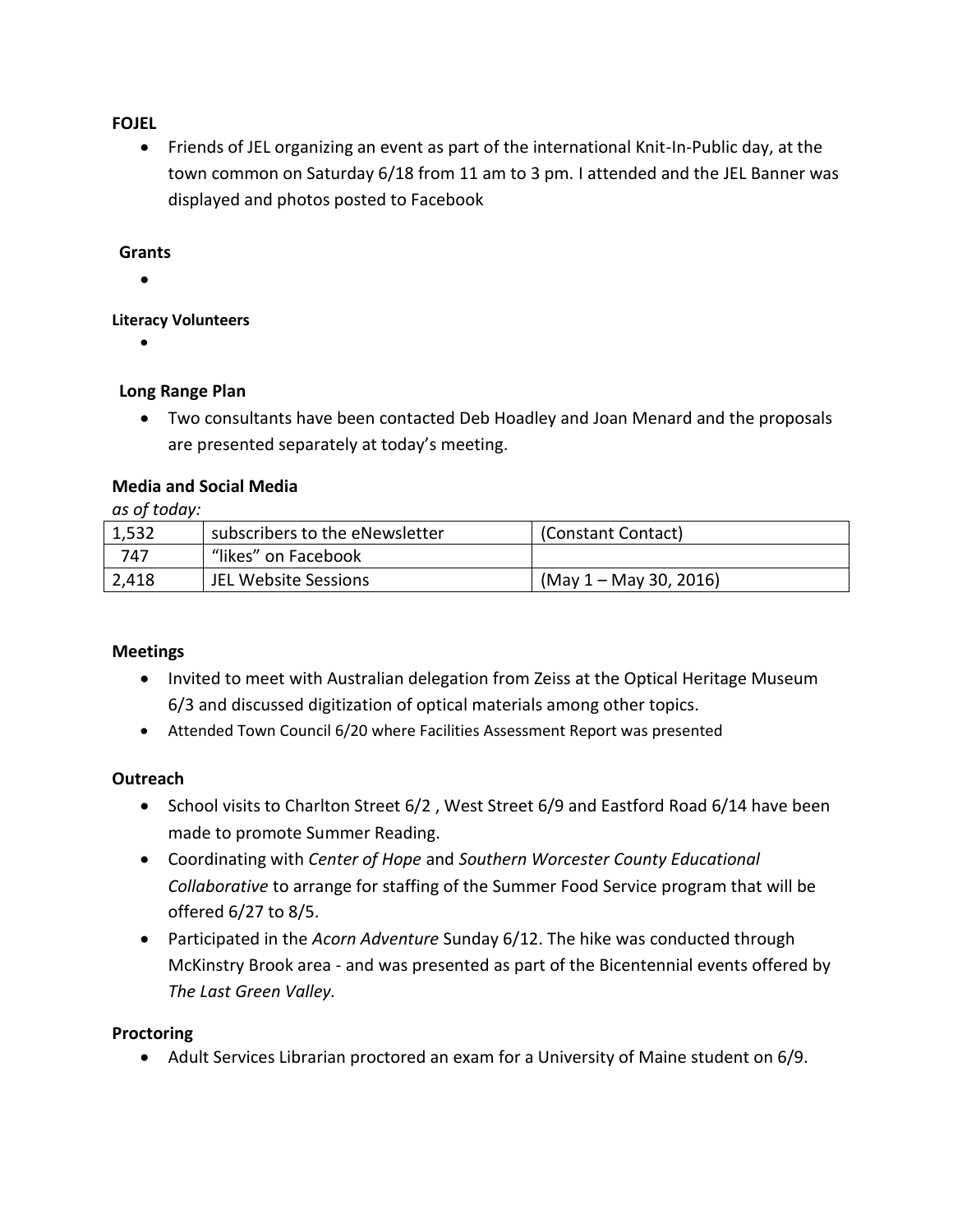**FOJEL**

- Friends of JEL organizing an event as part of the international Knit-In-Public day, at the town common on Saturday 6/18 from 11 am to 3 pm. I attended and the JEL Banner was displayed and photos posted to Facebook

**Grants**

- 

**Literacy Volunteers**

- 

**Long Range Plan**

- Two consultants have been contacted Deb Hoadley and Joan Menard and the proposals are presented separately at today's meeting.

**Media and Social Media**

*as of today:*

| 1,532 | subscribers to the eNewsletter | (Constant Contact) |
|---|---|---|
| 747 | "likes" on Facebook | |
| 2,418 | JEL Website Sessions | (May 1 – May 30, 2016) |

**Meetings**

- Invited to meet with Australian delegation from Zeiss at the Optical Heritage Museum 6/3 and discussed digitization of optical materials among other topics.
- Attended Town Council 6/20 where Facilities Assessment Report was presented

**Outreach**

- School visits to Charlton Street 6/2 , West Street 6/9 and Eastford Road 6/14 have been made to promote Summer Reading.
- Coordinating with *Center of Hope* and *Southern Worcester County Educational Collaborative* to arrange for staffing of the Summer Food Service program that will be offered 6/27 to 8/5.
- Participated in the *Acorn Adventure* Sunday 6/12. The hike was conducted through McKinstry Brook area - and was presented as part of the Bicentennial events offered by *The Last Green Valley.*

**Proctoring**

- Adult Services Librarian proctored an exam for a University of Maine student on 6/9.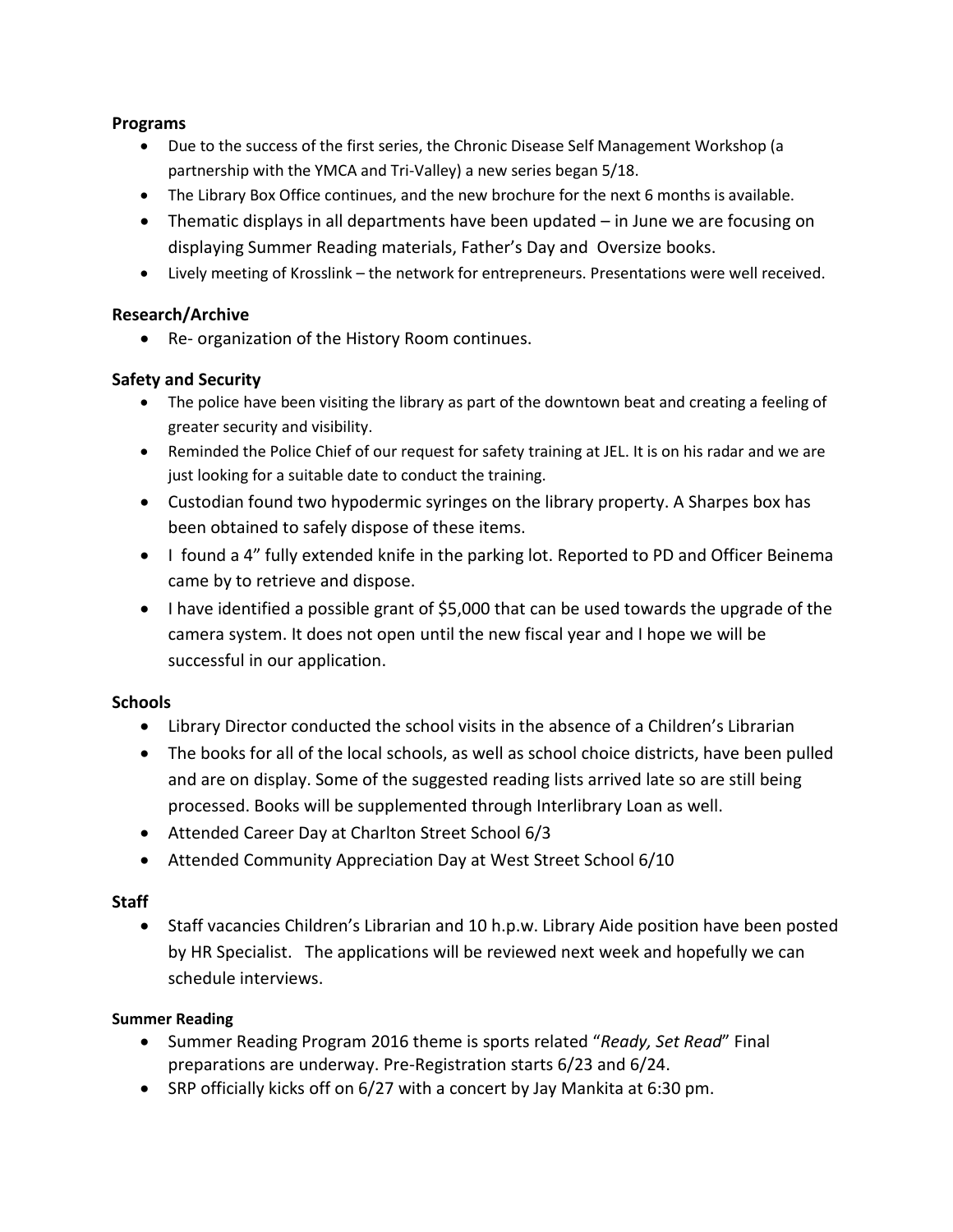**Programs**

- Due to the success of the first series, the Chronic Disease Self Management Workshop (a partnership with the YMCA and Tri-Valley) a new series began 5/18.
- The Library Box Office continues, and the new brochure for the next 6 months is available.
- Thematic displays in all departments have been updated – in June we are focusing on displaying Summer Reading materials, Father's Day and Oversize books.
- Lively meeting of Krosslink – the network for entrepreneurs. Presentations were well received.

**Research/Archive**

- Re- organization of the History Room continues.

**Safety and Security**

- The police have been visiting the library as part of the downtown beat and creating a feeling of greater security and visibility.
- Reminded the Police Chief of our request for safety training at JEL. It is on his radar and we are just looking for a suitable date to conduct the training.
- Custodian found two hypodermic syringes on the library property. A Sharpes box has been obtained to safely dispose of these items.
- I found a 4" fully extended knife in the parking lot. Reported to PD and Officer Beinema came by to retrieve and dispose.
- I have identified a possible grant of $5,000 that can be used towards the upgrade of the camera system. It does not open until the new fiscal year and I hope we will be successful in our application.

**Schools**

- Library Director conducted the school visits in the absence of a Children's Librarian
- The books for all of the local schools, as well as school choice districts, have been pulled and are on display. Some of the suggested reading lists arrived late so are still being processed. Books will be supplemented through Interlibrary Loan as well.
- Attended Career Day at Charlton Street School 6/3
- Attended Community Appreciation Day at West Street School 6/10

**Staff**

- Staff vacancies Children's Librarian and 10 h.p.w. Library Aide position have been posted by HR Specialist. The applications will be reviewed next week and hopefully we can schedule interviews.

**Summer Reading**

- Summer Reading Program 2016 theme is sports related "*Ready, Set Read*" Final preparations are underway. Pre-Registration starts 6/23 and 6/24.
- SRP officially kicks off on 6/27 with a concert by Jay Mankita at 6:30 pm.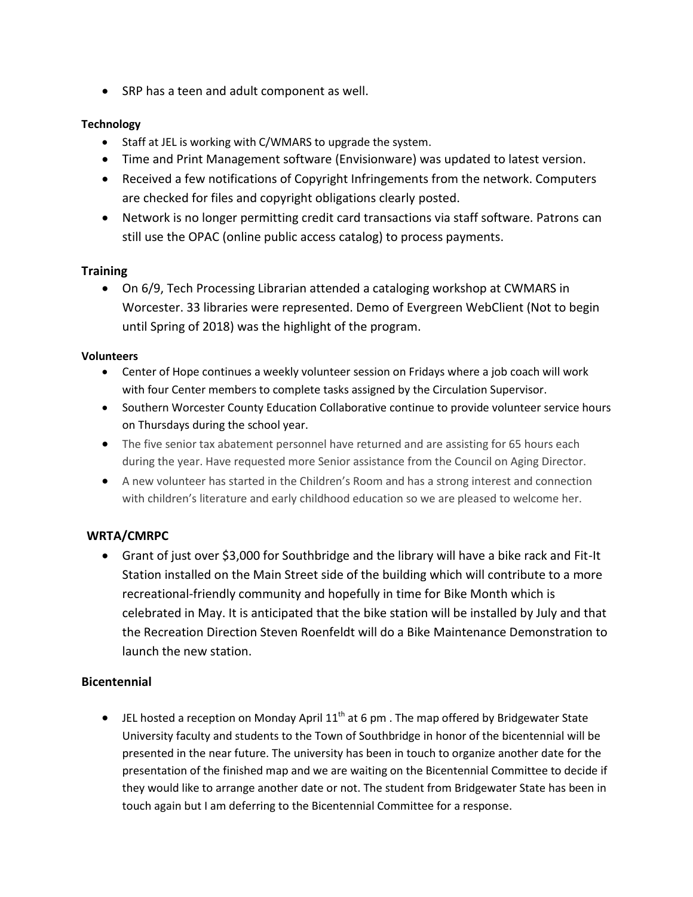- SRP has a teen and adult component as well.

**Technology**

- Staff at JEL is working with C/WMARS to upgrade the system.
- Time and Print Management software (Envisionware) was updated to latest version.
- Received a few notifications of Copyright Infringements from the network. Computers are checked for files and copyright obligations clearly posted.
- Network is no longer permitting credit card transactions via staff software. Patrons can still use the OPAC (online public access catalog) to process payments.

**Training**

- On 6/9, Tech Processing Librarian attended a cataloging workshop at CWMARS in Worcester. 33 libraries were represented. Demo of Evergreen WebClient (Not to begin until Spring of 2018) was the highlight of the program.

**Volunteers**

- Center of Hope continues a weekly volunteer session on Fridays where a job coach will work with four Center members to complete tasks assigned by the Circulation Supervisor.
- Southern Worcester County Education Collaborative continue to provide volunteer service hours on Thursdays during the school year.
- The five senior tax abatement personnel have returned and are assisting for 65 hours each during the year. Have requested more Senior assistance from the Council on Aging Director.
- A new volunteer has started in the Children's Room and has a strong interest and connection with children's literature and early childhood education so we are pleased to welcome her.

**WRTA/CMRPC**

- Grant of just over $3,000 for Southbridge and the library will have a bike rack and Fit-It Station installed on the Main Street side of the building which will contribute to a more recreational-friendly community and hopefully in time for Bike Month which is celebrated in May. It is anticipated that the bike station will be installed by July and that the Recreation Direction Steven Roenfeldt will do a Bike Maintenance Demonstration to launch the new station.

**Bicentennial**

- JEL hosted a reception on Monday April 11th at 6 pm . The map offered by Bridgewater State University faculty and students to the Town of Southbridge in honor of the bicentennial will be presented in the near future. The university has been in touch to organize another date for the presentation of the finished map and we are waiting on the Bicentennial Committee to decide if they would like to arrange another date or not. The student from Bridgewater State has been in touch again but I am deferring to the Bicentennial Committee for a response.